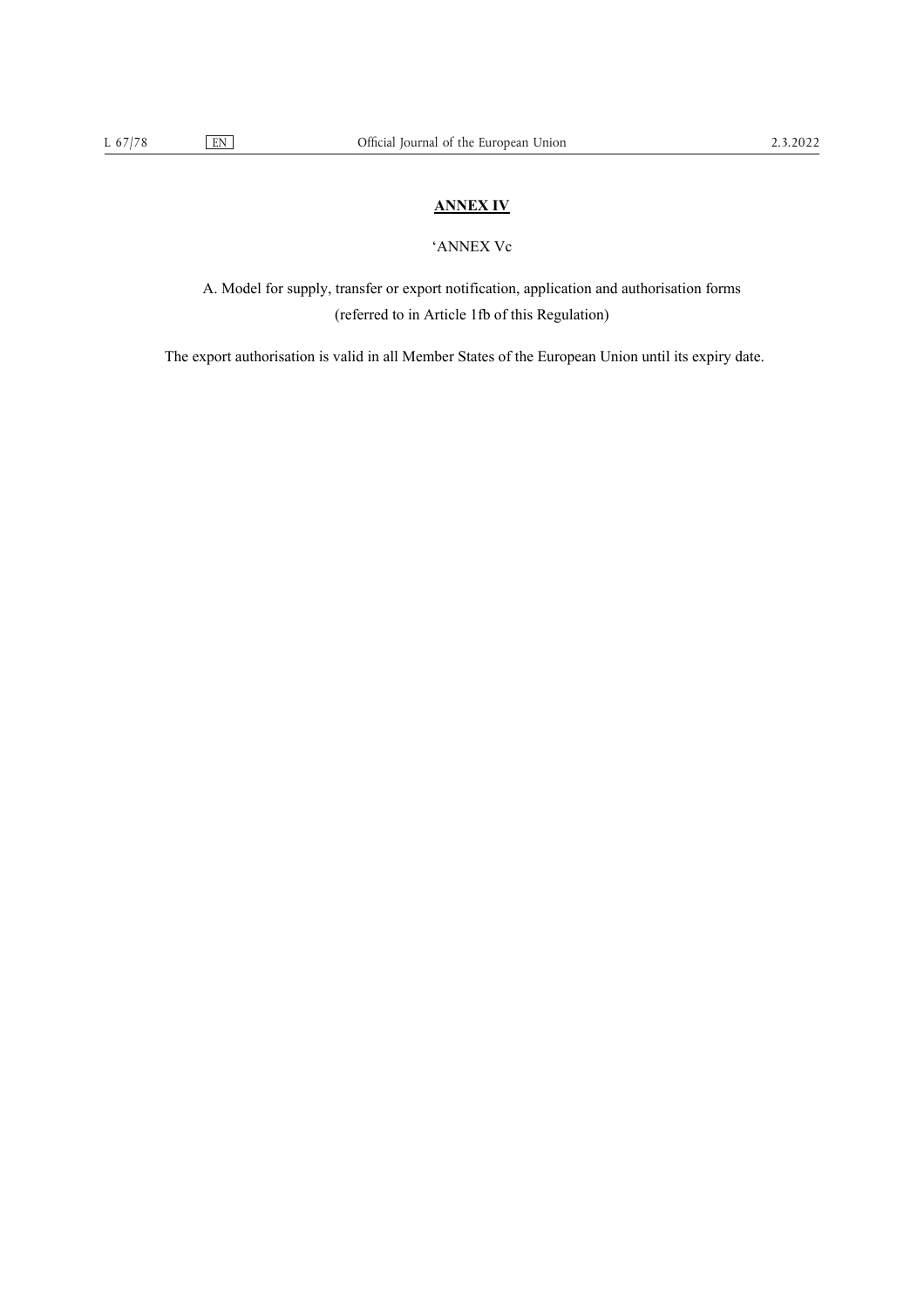# ANNEX IV

## 'ANNEX Vc

### A. Model for supply, transfer or export notification, application and authorisation forms
(referred to in Article 1fb of this Regulation)

The export authorisation is valid in all Member States of the European Union until its expiry date.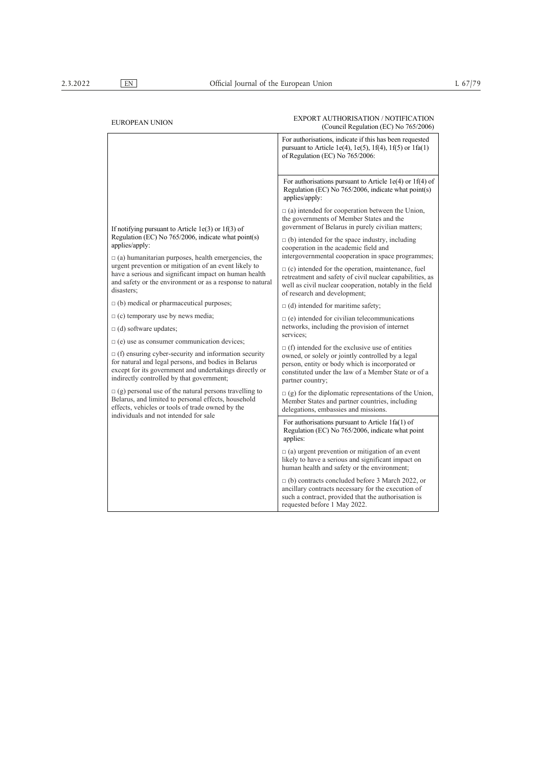EUROPEAN UNION

EXPORT AUTHORISATION / NOTIFICATION
(Council Regulation (EC) No 765/2006)

| | |
|---|---|
| If notifying pursuant to Article 1e(3) or 1f(3) of Regulation (EC) No 765/2006, indicate what point(s) applies/apply:<br><br>□ (a) humanitarian purposes, health emergencies, the urgent prevention or mitigation of an event likely to have a serious and significant impact on human health and safety or the environment or as a response to natural disasters;<br><br>□ (b) medical or pharmaceutical purposes;<br><br>□ (c) temporary use by news media;<br><br>□ (d) software updates;<br><br>□ (e) use as consumer communication devices;<br><br>□ (f) ensuring cyber-security and information security for natural and legal persons, and bodies in Belarus except for its government and undertakings directly or indirectly controlled by that government;<br><br>□ (g) personal use of the natural persons travelling to Belarus, and limited to personal effects, household effects, vehicles or tools of trade owned by the individuals and not intended for sale | For authorisations, indicate if this has been requested pursuant to Article 1e(4), 1e(5), 1f(4), 1f(5) or 1fa(1) of Regulation (EC) No 765/2006:<br><br>For authorisations pursuant to Article 1e(4) or 1f(4) of Regulation (EC) No 765/2006, indicate what point(s) applies/apply:<br><br>□ (a) intended for cooperation between the Union, the governments of Member States and the government of Belarus in purely civilian matters;<br><br>□ (b) intended for the space industry, including cooperation in the academic field and intergovernmental cooperation in space programmes;<br><br>□ (c) intended for the operation, maintenance, fuel retreatment and safety of civil nuclear capabilities, as well as civil nuclear cooperation, notably in the field of research and development;<br><br>□ (d) intended for maritime safety;<br><br>□ (e) intended for civilian telecommunications networks, including the provision of internet services;<br><br>□ (f) intended for the exclusive use of entities owned, or solely or jointly controlled by a legal person, entity or body which is incorporated or constituted under the law of a Member State or of a partner country;<br><br>□ (g) for the diplomatic representations of the Union, Member States and partner countries, including delegations, embassies and missions.<br><br>For authorisations pursuant to Article 1fa(1) of Regulation (EC) No 765/2006, indicate what point applies:<br><br>□ (a) urgent prevention or mitigation of an event likely to have a serious and significant impact on human health and safety or the environment;<br><br>□ (b) contracts concluded before 3 March 2022, or ancillary contracts necessary for the execution of such a contract, provided that the authorisation is requested before 1 May 2022. |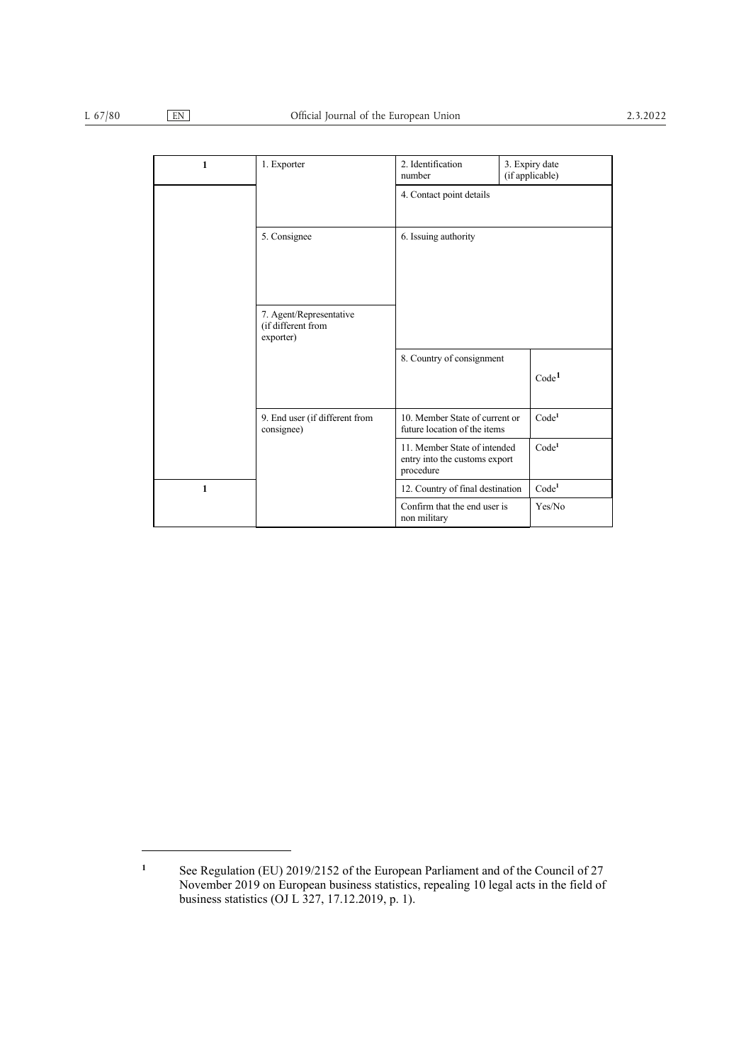| 1 | 1. Exporter | 2. Identification number | 3. Expiry date (if applicable) |
|---|---|---|---|
| | | 4. Contact point details | |
| | 5. Consignee | 6. Issuing authority | |
| | 7. Agent/Representative (if different from exporter) | | |
| | | 8. Country of consignment | Code[1] |
| | 9. End user (if different from consignee) | 10. Member State of current or future location of the items | Code[1] |
| | | 11. Member State of intended entry into the customs export procedure | Code[1] |
| 1 | | 12. Country of final destination | Code[1] |
| | | Confirm that the end user is non military | Yes/No |

[1] See Regulation (EU) 2019/2152 of the European Parliament and of the Council of 27 November 2019 on European business statistics, repealing 10 legal acts in the field of business statistics (OJ L 327, 17.12.2019, p. 1).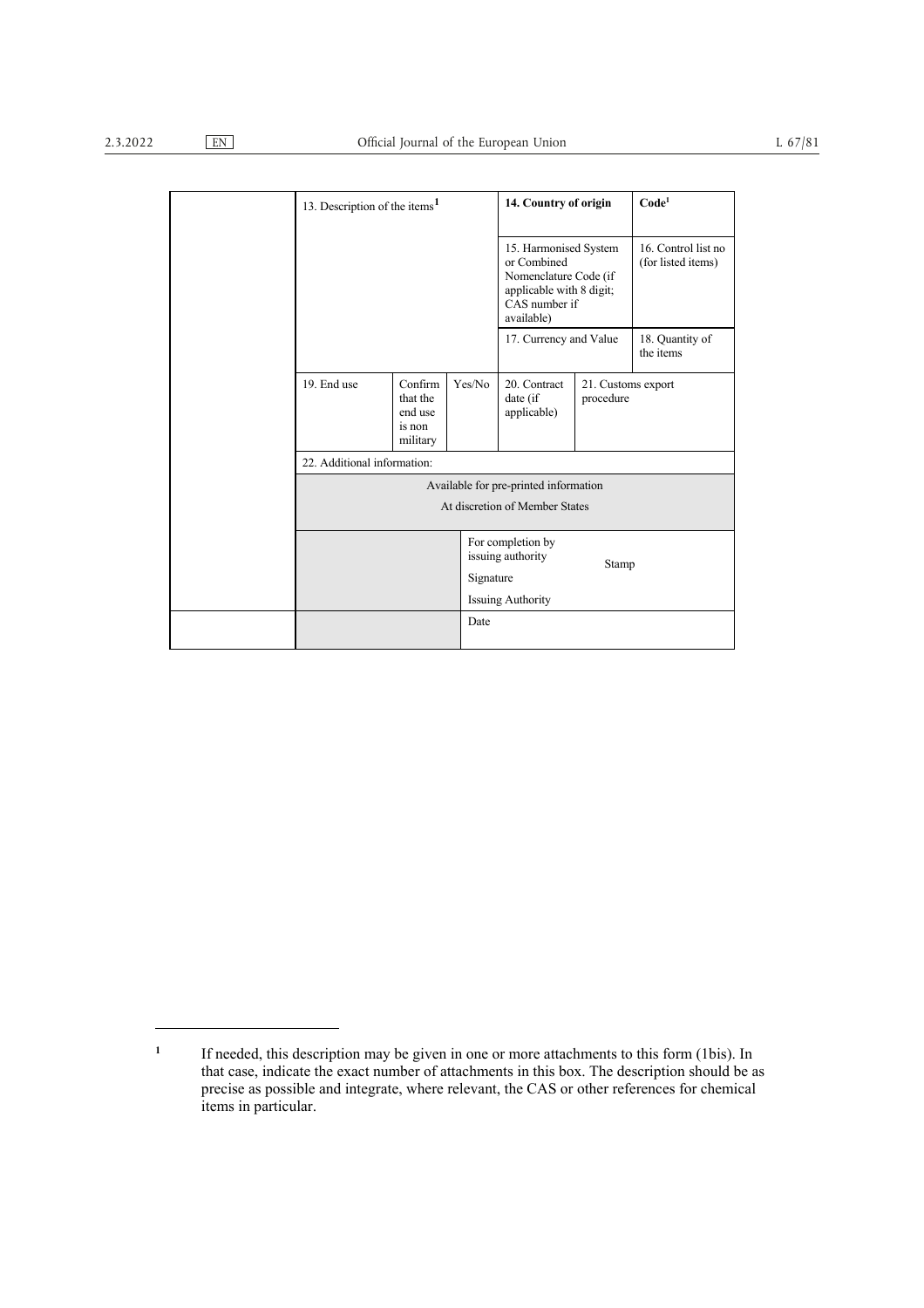| | 13. Description of the items[1] | | | 14. Country of origin | | Code[1] |
|---|---|---|---|---|---|---|
| | | | | 15. Harmonised System or Combined Nomenclature Code (if applicable with 8 digit; CAS number if available) | | 16. Control list no (for listed items) |
| | | | | 17. Currency and Value | | 18. Quantity of the items |
| | 19. End use | Confirm that the end use is non military | Yes/No | 20. Contract date (if applicable) | 21. Customs export procedure | |
| | 22. Additional information: | | | | | |
| | Available for pre-printed information<br>At discretion of Member States | | | | | |
| | | | For completion by issuing authority<br>Signature<br>Issuing Authority | | Stamp | |
| | | | Date | | | |

[1] If needed, this description may be given in one or more attachments to this form (1bis). In that case, indicate the exact number of attachments in this box. The description should be as precise as possible and integrate, where relevant, the CAS or other references for chemical items in particular.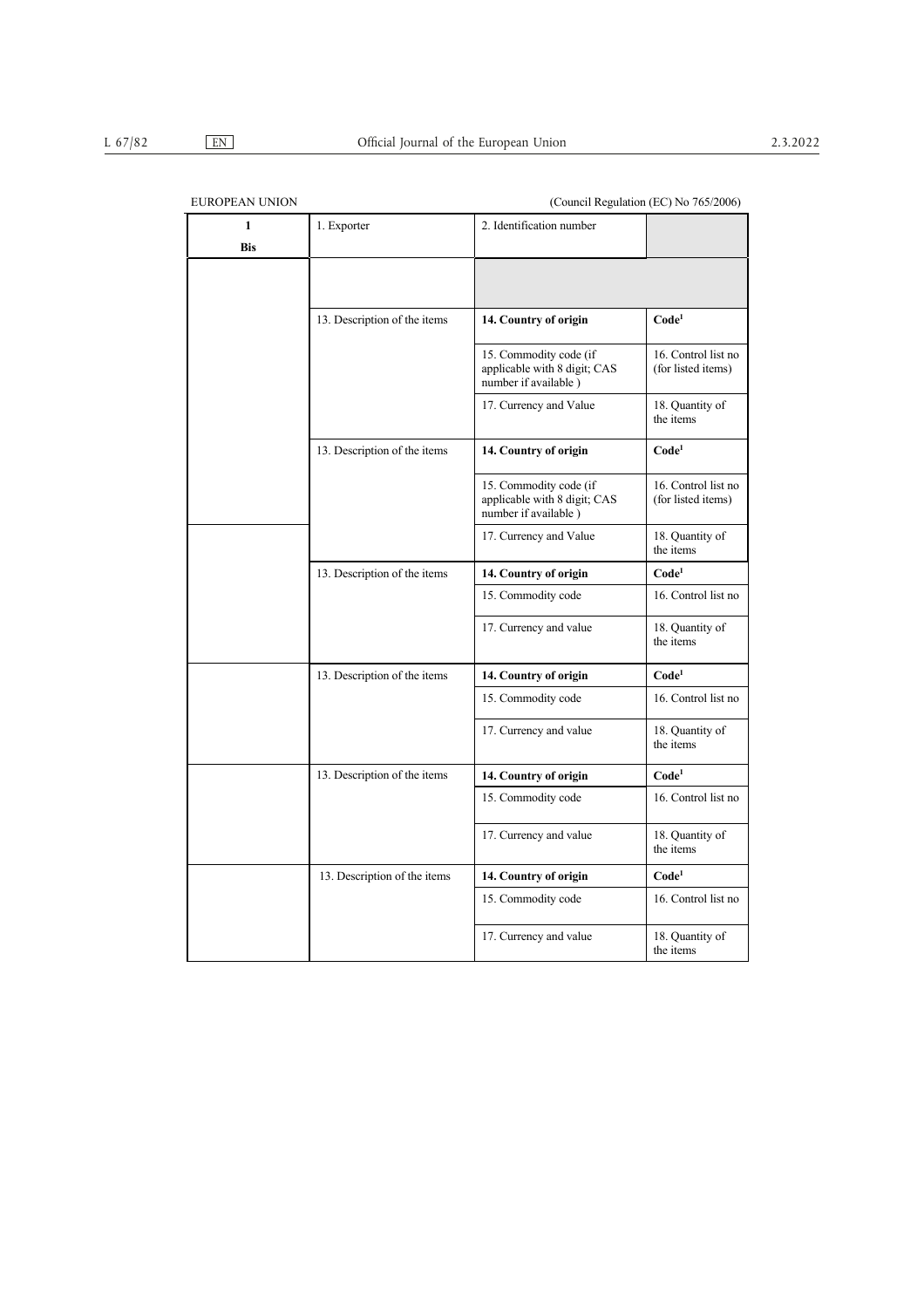EUROPEAN UNION (Council Regulation (EC) No 765/2006)

| 1 **Bis** | 1. Exporter | 2. Identification number | |
|---|---|---|---|
| | | | |
| | 13. Description of the items | **14. Country of origin** | **Code**[1] |
| | | 15. Commodity code (if applicable with 8 digit; CAS number if available ) | 16. Control list no (for listed items) |
| | | 17. Currency and Value | 18. Quantity of the items |
| | 13. Description of the items | **14. Country of origin** | **Code**[1] |
| | | 15. Commodity code (if applicable with 8 digit; CAS number if available ) | 16. Control list no (for listed items) |
| | | 17. Currency and Value | 18. Quantity of the items |
| | 13. Description of the items | **14. Country of origin** | **Code**[1] |
| | | 15. Commodity code | 16. Control list no |
| | | 17. Currency and value | 18. Quantity of the items |
| | 13. Description of the items | **14. Country of origin** | **Code**[1] |
| | | 15. Commodity code | 16. Control list no |
| | | 17. Currency and value | 18. Quantity of the items |
| | 13. Description of the items | **14. Country of origin** | **Code**[1] |
| | | 15. Commodity code | 16. Control list no |
| | | 17. Currency and value | 18. Quantity of the items |
| | 13. Description of the items | **14. Country of origin** | **Code**[1] |
| | | 15. Commodity code | 16. Control list no |
| | | 17. Currency and value | 18. Quantity of the items |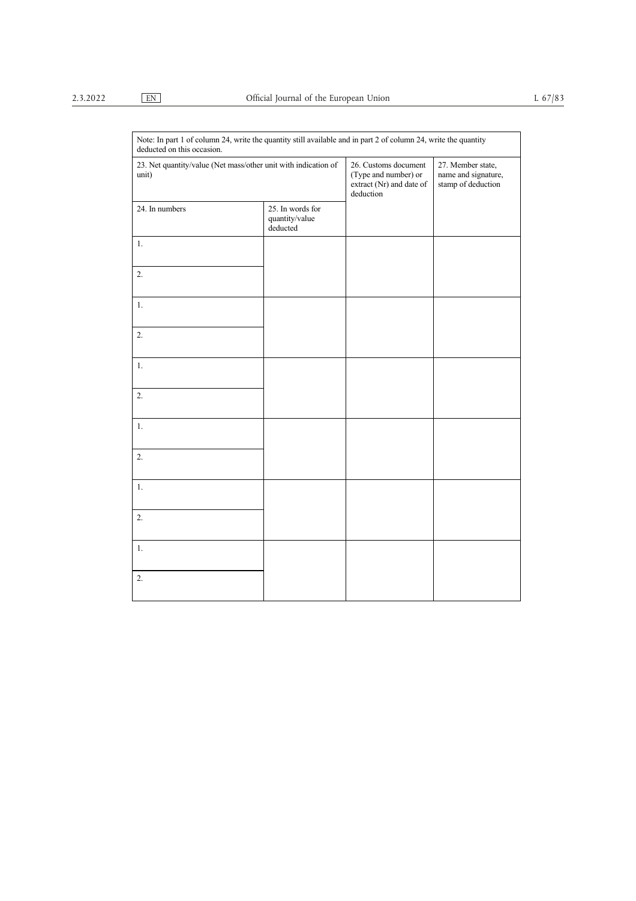| Note: In part 1 of column 24, write the quantity still available and in part 2 of column 24, write the quantity deducted on this occasion. | | | |
|---|---|---|---|
| 23. Net quantity/value (Net mass/other unit with indication of unit) | | 26. Customs document (Type and number) or extract (Nr) and date of deduction | 27. Member state, name and signature, stamp of deduction |
| 24. In numbers | 25. In words for quantity/value deducted | | |
| 1. | | | |
| 2. | | | |
| 1. | | | |
| 2. | | | |
| 1. | | | |
| 2. | | | |
| 1. | | | |
| 2. | | | |
| 1. | | | |
| 2. | | | |
| 1. | | | |
| 2. | | | |